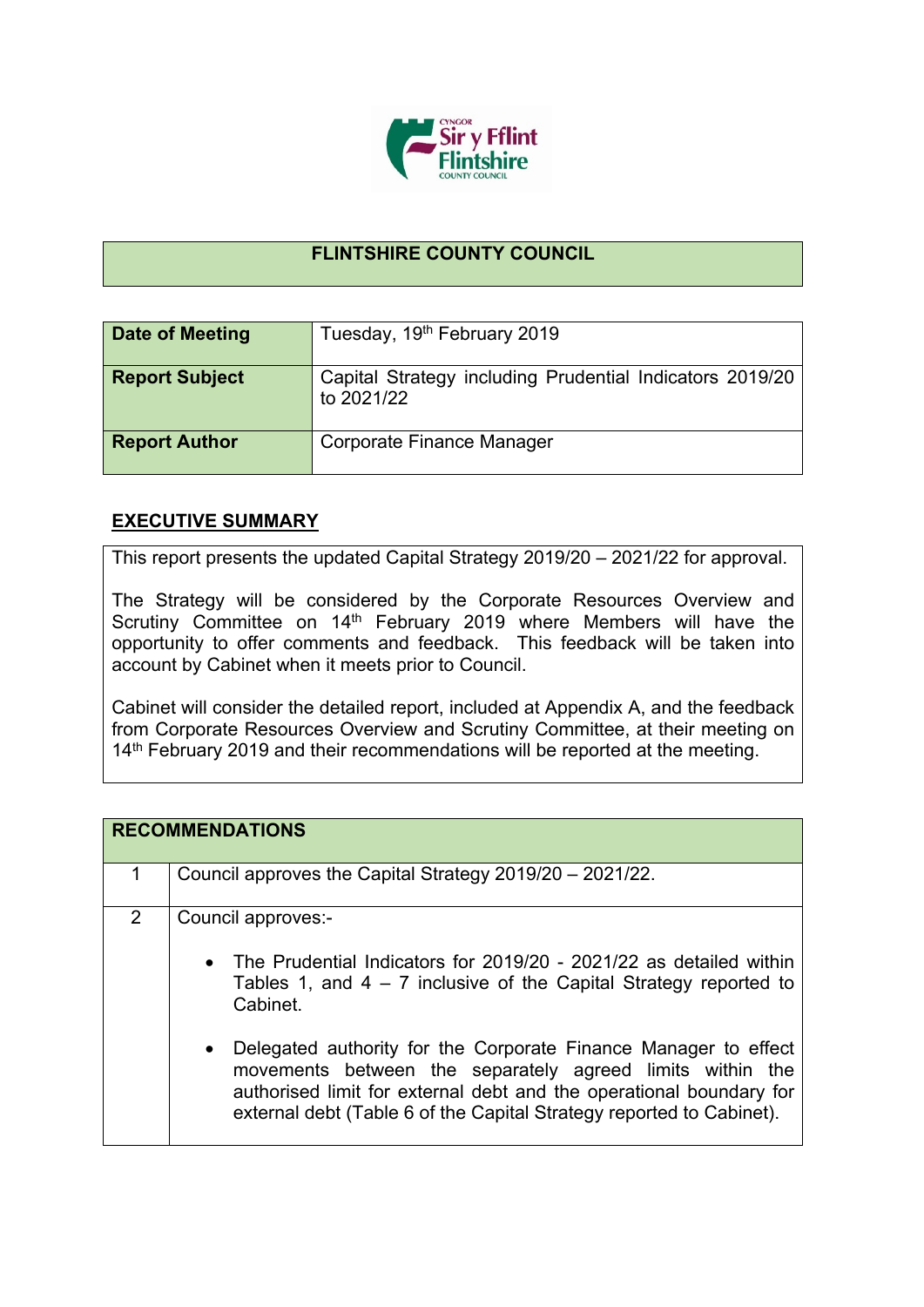# FLINTSHIRE COUNTY COUNCIL

| Date of Meeting | Tuesday, 19th February 2019 |
|---|---|
| Report Subject | Capital Strategy including Prudential Indicators 2019/20 to 2021/22 |
| Report Author | Corporate Finance Manager |

## EXECUTIVE SUMMARY

This report presents the updated Capital Strategy 2019/20 – 2021/22 for approval.

The Strategy will be considered by the Corporate Resources Overview and Scrutiny Committee on 14th February 2019 where Members will have the opportunity to offer comments and feedback. This feedback will be taken into account by Cabinet when it meets prior to Council.

Cabinet will consider the detailed report, included at Appendix A, and the feedback from Corporate Resources Overview and Scrutiny Committee, at their meeting on 14th February 2019 and their recommendations will be reported at the meeting.

| RECOMMENDATIONS | |
|---|---|
| 1 | Council approves the Capital Strategy 2019/20 – 2021/22. |
| 2 | Council approves:-<br><br>• The Prudential Indicators for 2019/20 - 2021/22 as detailed within Tables 1, and 4 – 7 inclusive of the Capital Strategy reported to Cabinet.<br><br>• Delegated authority for the Corporate Finance Manager to effect movements between the separately agreed limits within the authorised limit for external debt and the operational boundary for external debt (Table 6 of the Capital Strategy reported to Cabinet). |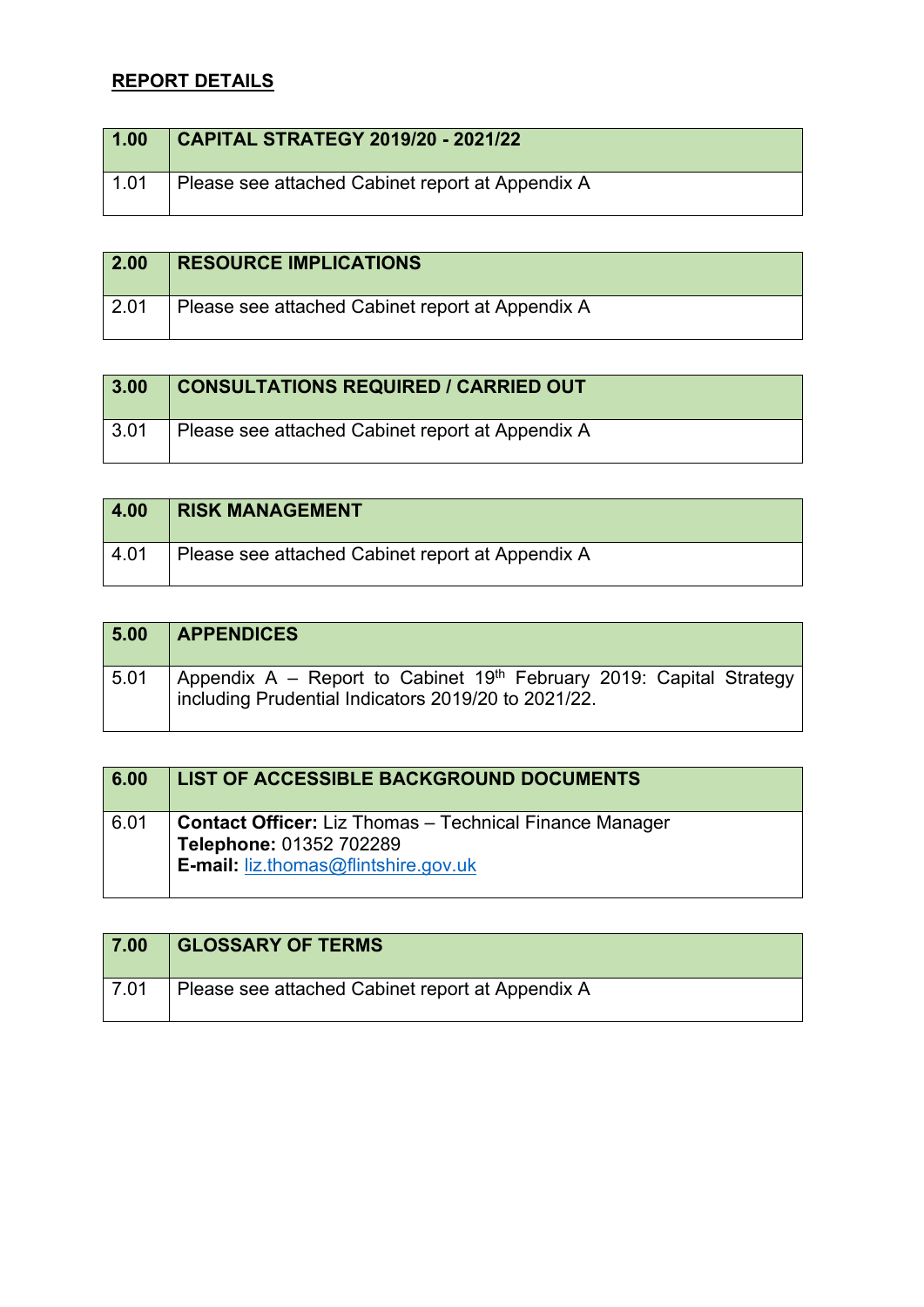## REPORT DETAILS

| 1.00 | CAPITAL STRATEGY 2019/20 - 2021/22 |
|---|---|
| 1.01 | Please see attached Cabinet report at Appendix A |

| 2.00 | RESOURCE IMPLICATIONS |
|---|---|
| 2.01 | Please see attached Cabinet report at Appendix A |

| 3.00 | CONSULTATIONS REQUIRED / CARRIED OUT |
|---|---|
| 3.01 | Please see attached Cabinet report at Appendix A |

| 4.00 | RISK MANAGEMENT |
|---|---|
| 4.01 | Please see attached Cabinet report at Appendix A |

| 5.00 | APPENDICES |
|---|---|
| 5.01 | Appendix A – Report to Cabinet 19th February 2019: Capital Strategy including Prudential Indicators 2019/20 to 2021/22. |

| 6.00 | LIST OF ACCESSIBLE BACKGROUND DOCUMENTS |
|---|---|
| 6.01 | **Contact Officer:** Liz Thomas – Technical Finance Manager<br>**Telephone:** 01352 702289<br>**E-mail:** liz.thomas@flintshire.gov.uk |

| 7.00 | GLOSSARY OF TERMS |
|---|---|
| 7.01 | Please see attached Cabinet report at Appendix A |